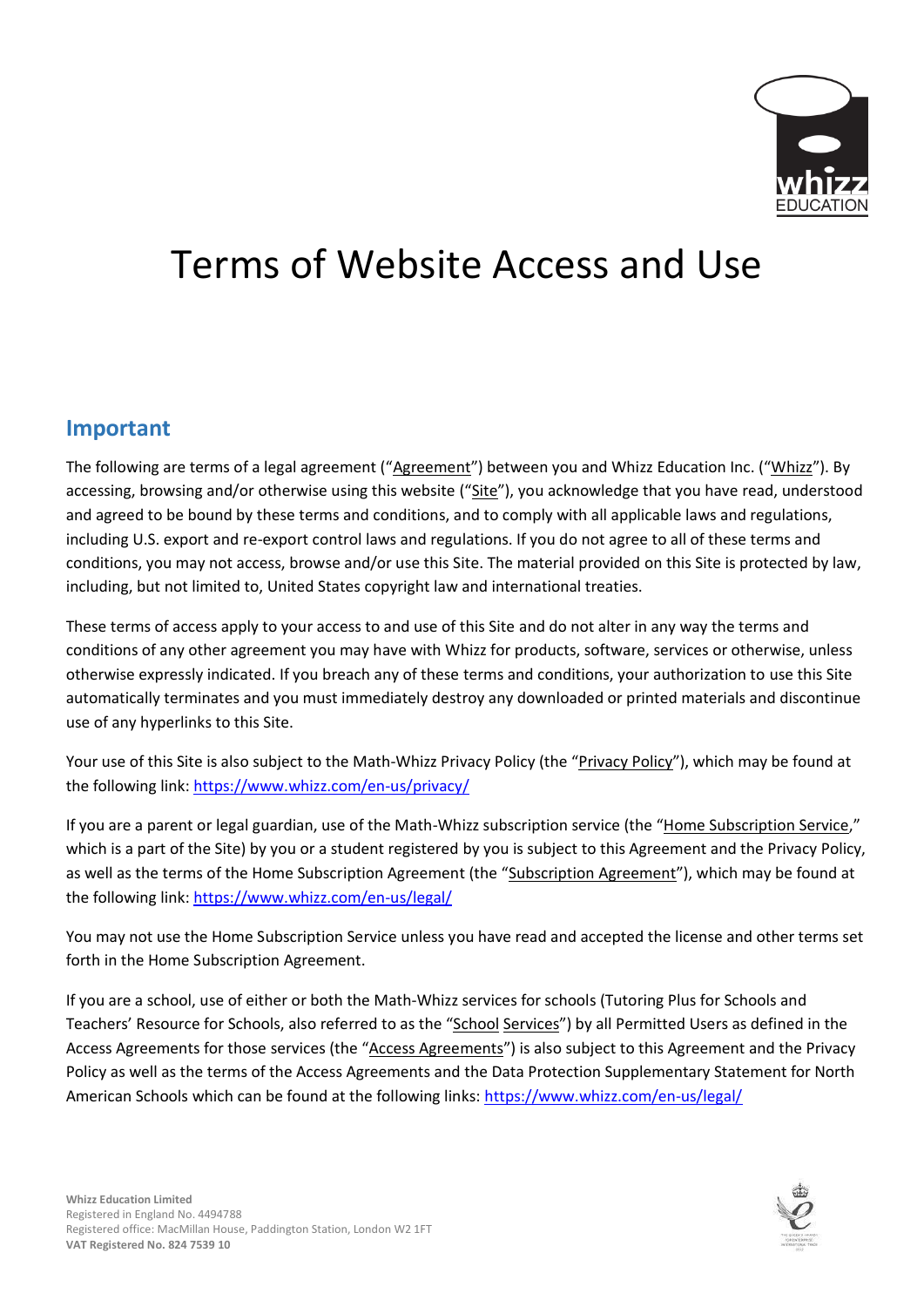# Terms of Website Access and Use

## Important

The following are terms of a legal agreement ("Agreement") between you and Whizz Education Inc. ("Whizz"). By accessing, browsing and/or otherwise using this website ("Site"), you acknowledge that you have read, understood and agreed to be bound by these terms and conditions, and to comply with all applicable laws and regulations, including U.S. export and re-export control laws and regulations. If you do not agree to all of these terms and conditions, you may not access, browse and/or use this Site. The material provided on this Site is protected by law, including, but not limited to, United States copyright law and international treaties.

These terms of access apply to your access to and use of this Site and do not alter in any way the terms and conditions of any other agreement you may have with Whizz for products, software, services or otherwise, unless otherwise expressly indicated. If you breach any of these terms and conditions, your authorization to use this Site automatically terminates and you must immediately destroy any downloaded or printed materials and discontinue use of any hyperlinks to this Site.

Your use of this Site is also subject to the Math-Whizz Privacy Policy (the "Privacy Policy"), which may be found at the following link: https://www.whizz.com/en-us/privacy/

If you are a parent or legal guardian, use of the Math-Whizz subscription service (the "Home Subscription Service," which is a part of the Site) by you or a student registered by you is subject to this Agreement and the Privacy Policy, as well as the terms of the Home Subscription Agreement (the "Subscription Agreement"), which may be found at the following link: https://www.whizz.com/en-us/legal/

You may not use the Home Subscription Service unless you have read and accepted the license and other terms set forth in the Home Subscription Agreement.

If you are a school, use of either or both the Math-Whizz services for schools (Tutoring Plus for Schools and Teachers' Resource for Schools, also referred to as the "School Services") by all Permitted Users as defined in the Access Agreements for those services (the "Access Agreements") is also subject to this Agreement and the Privacy Policy as well as the terms of the Access Agreements and the Data Protection Supplementary Statement for North American Schools which can be found at the following links: https://www.whizz.com/en-us/legal/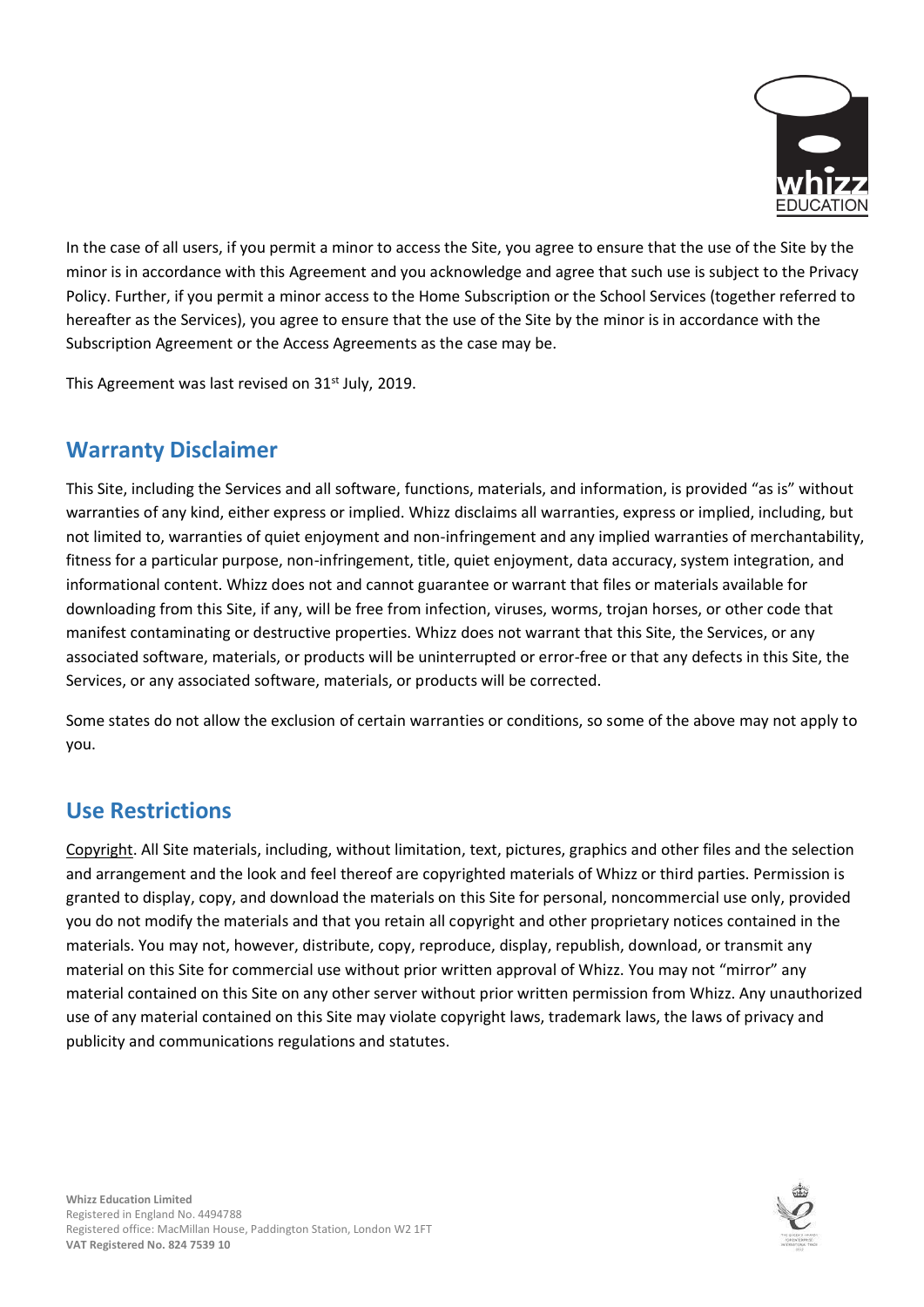In the case of all users, if you permit a minor to access the Site, you agree to ensure that the use of the Site by the minor is in accordance with this Agreement and you acknowledge and agree that such use is subject to the Privacy Policy. Further, if you permit a minor access to the Home Subscription or the School Services (together referred to hereafter as the Services), you agree to ensure that the use of the Site by the minor is in accordance with the Subscription Agreement or the Access Agreements as the case may be.

This Agreement was last revised on 31st July, 2019.

## Warranty Disclaimer

This Site, including the Services and all software, functions, materials, and information, is provided "as is" without warranties of any kind, either express or implied. Whizz disclaims all warranties, express or implied, including, but not limited to, warranties of quiet enjoyment and non-infringement and any implied warranties of merchantability, fitness for a particular purpose, non-infringement, title, quiet enjoyment, data accuracy, system integration, and informational content. Whizz does not and cannot guarantee or warrant that files or materials available for downloading from this Site, if any, will be free from infection, viruses, worms, trojan horses, or other code that manifest contaminating or destructive properties. Whizz does not warrant that this Site, the Services, or any associated software, materials, or products will be uninterrupted or error-free or that any defects in this Site, the Services, or any associated software, materials, or products will be corrected.

Some states do not allow the exclusion of certain warranties or conditions, so some of the above may not apply to you.

## Use Restrictions

Copyright. All Site materials, including, without limitation, text, pictures, graphics and other files and the selection and arrangement and the look and feel thereof are copyrighted materials of Whizz or third parties. Permission is granted to display, copy, and download the materials on this Site for personal, noncommercial use only, provided you do not modify the materials and that you retain all copyright and other proprietary notices contained in the materials. You may not, however, distribute, copy, reproduce, display, republish, download, or transmit any material on this Site for commercial use without prior written approval of Whizz. You may not "mirror" any material contained on this Site on any other server without prior written permission from Whizz. Any unauthorized use of any material contained on this Site may violate copyright laws, trademark laws, the laws of privacy and publicity and communications regulations and statutes.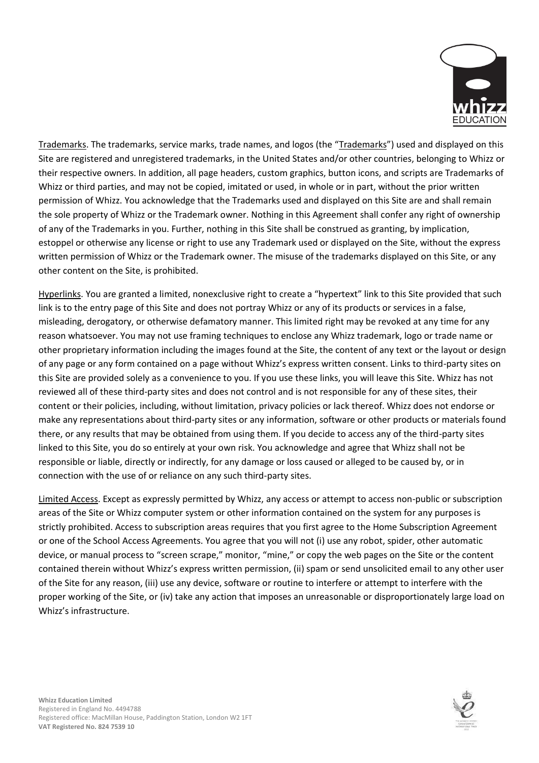<u>Trademarks</u>. The trademarks, service marks, trade names, and logos (the "<u>Trademarks</u>") used and displayed on this Site are registered and unregistered trademarks, in the United States and/or other countries, belonging to Whizz or their respective owners. In addition, all page headers, custom graphics, button icons, and scripts are Trademarks of Whizz or third parties, and may not be copied, imitated or used, in whole or in part, without the prior written permission of Whizz. You acknowledge that the Trademarks used and displayed on this Site are and shall remain the sole property of Whizz or the Trademark owner. Nothing in this Agreement shall confer any right of ownership of any of the Trademarks in you. Further, nothing in this Site shall be construed as granting, by implication, estoppel or otherwise any license or right to use any Trademark used or displayed on the Site, without the express written permission of Whizz or the Trademark owner. The misuse of the trademarks displayed on this Site, or any other content on the Site, is prohibited.

<u>Hyperlinks</u>. You are granted a limited, nonexclusive right to create a "hypertext" link to this Site provided that such link is to the entry page of this Site and does not portray Whizz or any of its products or services in a false, misleading, derogatory, or otherwise defamatory manner. This limited right may be revoked at any time for any reason whatsoever. You may not use framing techniques to enclose any Whizz trademark, logo or trade name or other proprietary information including the images found at the Site, the content of any text or the layout or design of any page or any form contained on a page without Whizz's express written consent. Links to third-party sites on this Site are provided solely as a convenience to you. If you use these links, you will leave this Site. Whizz has not reviewed all of these third-party sites and does not control and is not responsible for any of these sites, their content or their policies, including, without limitation, privacy policies or lack thereof. Whizz does not endorse or make any representations about third-party sites or any information, software or other products or materials found there, or any results that may be obtained from using them. If you decide to access any of the third-party sites linked to this Site, you do so entirely at your own risk. You acknowledge and agree that Whizz shall not be responsible or liable, directly or indirectly, for any damage or loss caused or alleged to be caused by, or in connection with the use of or reliance on any such third-party sites.

<u>Limited Access</u>. Except as expressly permitted by Whizz, any access or attempt to access non-public or subscription areas of the Site or Whizz computer system or other information contained on the system for any purposes is strictly prohibited. Access to subscription areas requires that you first agree to the Home Subscription Agreement or one of the School Access Agreements. You agree that you will not (i) use any robot, spider, other automatic device, or manual process to "screen scrape," monitor, "mine," or copy the web pages on the Site or the content contained therein without Whizz's express written permission, (ii) spam or send unsolicited email to any other user of the Site for any reason, (iii) use any device, software or routine to interfere or attempt to interfere with the proper working of the Site, or (iv) take any action that imposes an unreasonable or disproportionately large load on Whizz's infrastructure.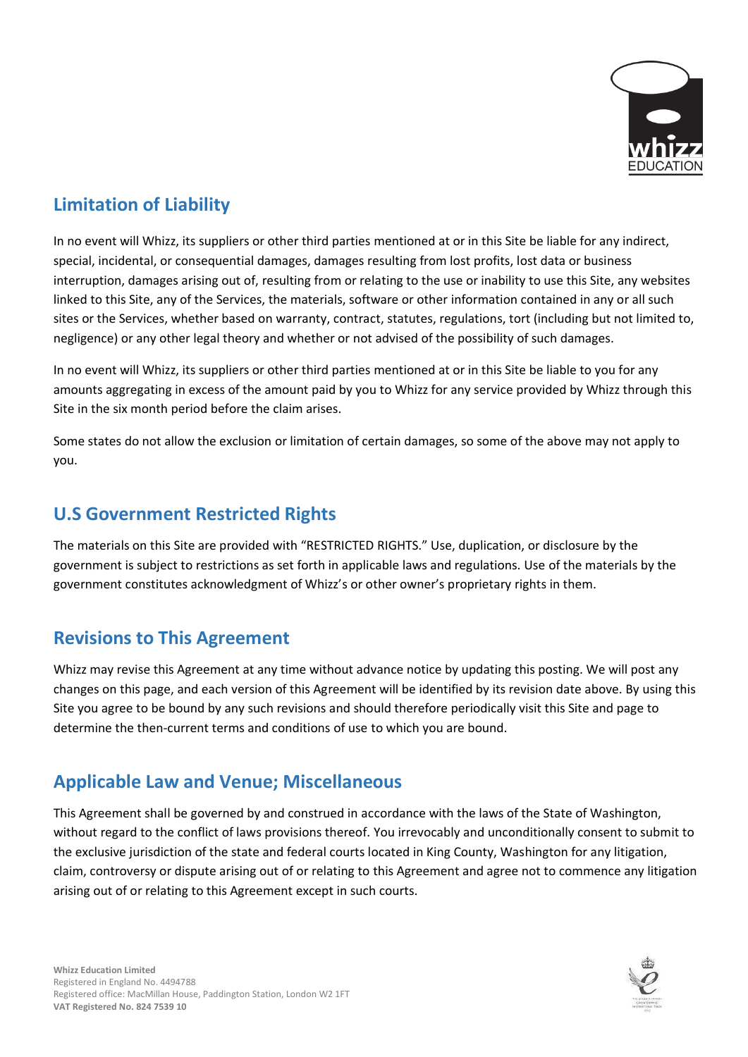## Limitation of Liability

In no event will Whizz, its suppliers or other third parties mentioned at or in this Site be liable for any indirect, special, incidental, or consequential damages, damages resulting from lost profits, lost data or business interruption, damages arising out of, resulting from or relating to the use or inability to use this Site, any websites linked to this Site, any of the Services, the materials, software or other information contained in any or all such sites or the Services, whether based on warranty, contract, statutes, regulations, tort (including but not limited to, negligence) or any other legal theory and whether or not advised of the possibility of such damages.

In no event will Whizz, its suppliers or other third parties mentioned at or in this Site be liable to you for any amounts aggregating in excess of the amount paid by you to Whizz for any service provided by Whizz through this Site in the six month period before the claim arises.

Some states do not allow the exclusion or limitation of certain damages, so some of the above may not apply to you.

## U.S Government Restricted Rights

The materials on this Site are provided with "RESTRICTED RIGHTS." Use, duplication, or disclosure by the government is subject to restrictions as set forth in applicable laws and regulations. Use of the materials by the government constitutes acknowledgment of Whizz's or other owner's proprietary rights in them.

## Revisions to This Agreement

Whizz may revise this Agreement at any time without advance notice by updating this posting. We will post any changes on this page, and each version of this Agreement will be identified by its revision date above. By using this Site you agree to be bound by any such revisions and should therefore periodically visit this Site and page to determine the then-current terms and conditions of use to which you are bound.

## Applicable Law and Venue; Miscellaneous

This Agreement shall be governed by and construed in accordance with the laws of the State of Washington, without regard to the conflict of laws provisions thereof. You irrevocably and unconditionally consent to submit to the exclusive jurisdiction of the state and federal courts located in King County, Washington for any litigation, claim, controversy or dispute arising out of or relating to this Agreement and agree not to commence any litigation arising out of or relating to this Agreement except in such courts.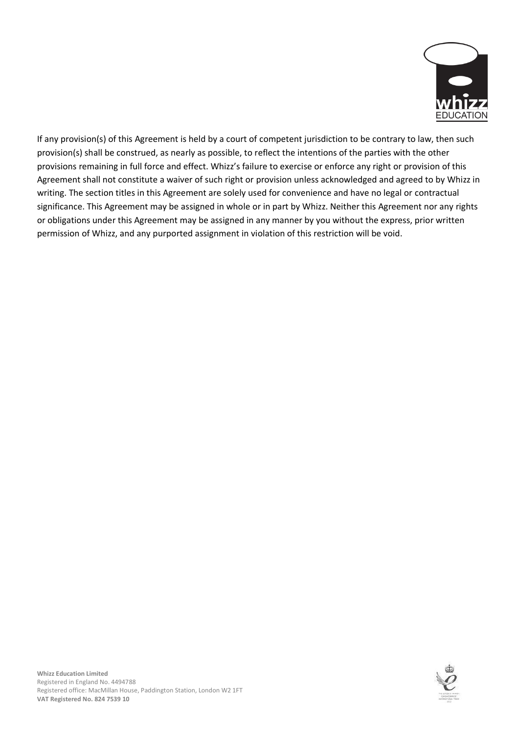If any provision(s) of this Agreement is held by a court of competent jurisdiction to be contrary to law, then such provision(s) shall be construed, as nearly as possible, to reflect the intentions of the parties with the other provisions remaining in full force and effect. Whizz's failure to exercise or enforce any right or provision of this Agreement shall not constitute a waiver of such right or provision unless acknowledged and agreed to by Whizz in writing. The section titles in this Agreement are solely used for convenience and have no legal or contractual significance. This Agreement may be assigned in whole or in part by Whizz. Neither this Agreement nor any rights or obligations under this Agreement may be assigned in any manner by you without the express, prior written permission of Whizz, and any purported assignment in violation of this restriction will be void.